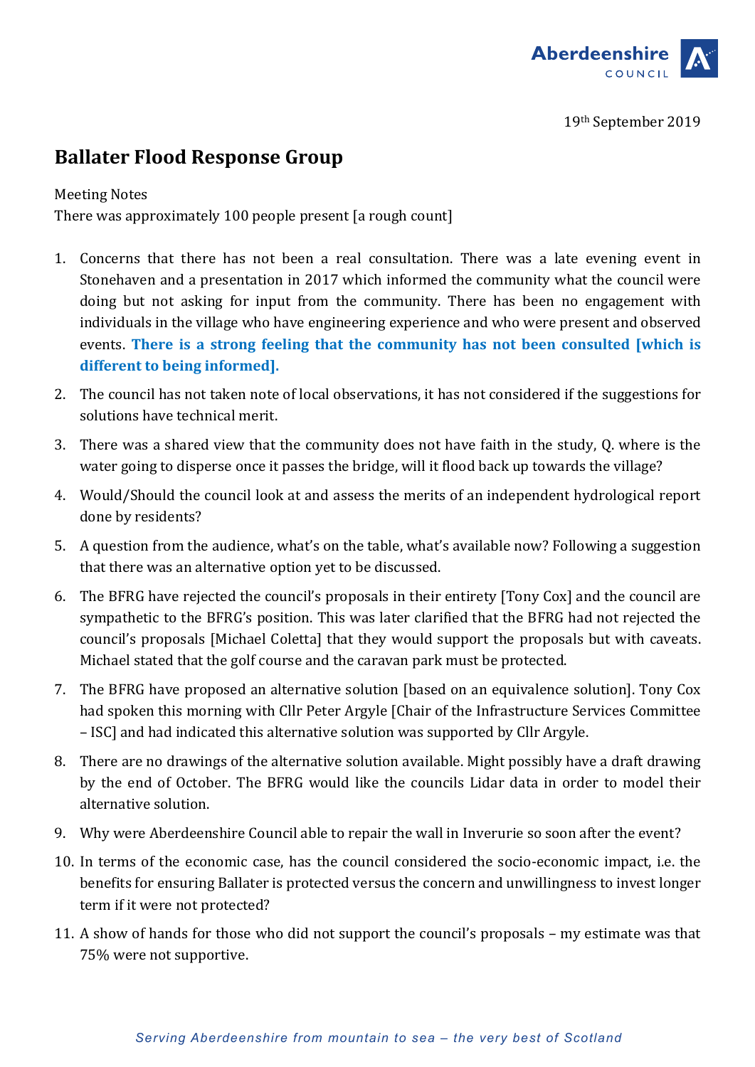Aberdeenshire COUNCIL

19th September 2019

# Ballater Flood Response Group

Meeting Notes
There was approximately 100 people present [a rough count]

1. Concerns that there has not been a real consultation. There was a late evening event in Stonehaven and a presentation in 2017 which informed the community what the council were doing but not asking for input from the community. There has been no engagement with individuals in the village who have engineering experience and who were present and observed events. **There is a strong feeling that the community has not been consulted [which is different to being informed].**
2. The council has not taken note of local observations, it has not considered if the suggestions for solutions have technical merit.
3. There was a shared view that the community does not have faith in the study, Q. where is the water going to disperse once it passes the bridge, will it flood back up towards the village?
4. Would/Should the council look at and assess the merits of an independent hydrological report done by residents?
5. A question from the audience, what's on the table, what's available now? Following a suggestion that there was an alternative option yet to be discussed.
6. The BFRG have rejected the council's proposals in their entirety [Tony Cox] and the council are sympathetic to the BFRG's position. This was later clarified that the BFRG had not rejected the council's proposals [Michael Coletta] that they would support the proposals but with caveats. Michael stated that the golf course and the caravan park must be protected.
7. The BFRG have proposed an alternative solution [based on an equivalence solution]. Tony Cox had spoken this morning with Cllr Peter Argyle [Chair of the Infrastructure Services Committee – ISC] and had indicated this alternative solution was supported by Cllr Argyle.
8. There are no drawings of the alternative solution available. Might possibly have a draft drawing by the end of October. The BFRG would like the councils Lidar data in order to model their alternative solution.
9. Why were Aberdeenshire Council able to repair the wall in Inverurie so soon after the event?
10. In terms of the economic case, has the council considered the socio-economic impact, i.e. the benefits for ensuring Ballater is protected versus the concern and unwillingness to invest longer term if it were not protected?
11. A show of hands for those who did not support the council's proposals – my estimate was that 75% were not supportive.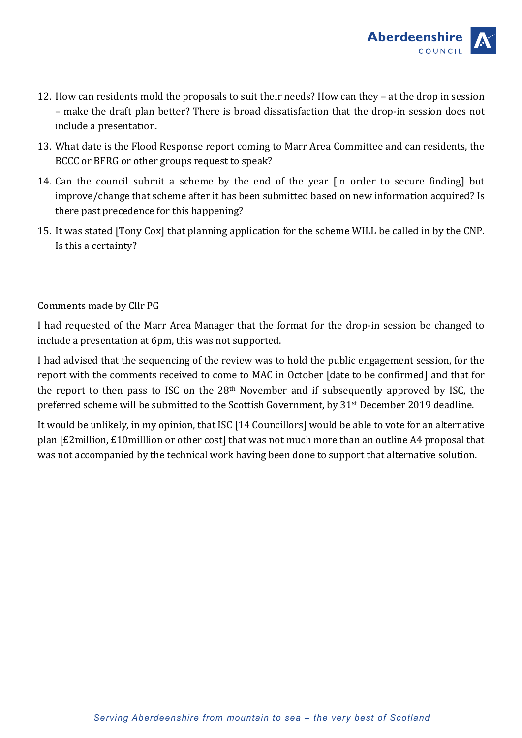12. How can residents mold the proposals to suit their needs? How can they – at the drop in session – make the draft plan better? There is broad dissatisfaction that the drop-in session does not include a presentation.
13. What date is the Flood Response report coming to Marr Area Committee and can residents, the BCCC or BFRG or other groups request to speak?
14. Can the council submit a scheme by the end of the year [in order to secure finding] but improve/change that scheme after it has been submitted based on new information acquired? Is there past precedence for this happening?
15. It was stated [Tony Cox] that planning application for the scheme WILL be called in by the CNP. Is this a certainty?

Comments made by Cllr PG

I had requested of the Marr Area Manager that the format for the drop-in session be changed to include a presentation at 6pm, this was not supported.

I had advised that the sequencing of the review was to hold the public engagement session, for the report with the comments received to come to MAC in October [date to be confirmed] and that for the report to then pass to ISC on the 28th November and if subsequently approved by ISC, the preferred scheme will be submitted to the Scottish Government, by 31st December 2019 deadline.

It would be unlikely, in my opinion, that ISC [14 Councillors] would be able to vote for an alternative plan [£2million, £10milllion or other cost] that was not much more than an outline A4 proposal that was not accompanied by the technical work having been done to support that alternative solution.